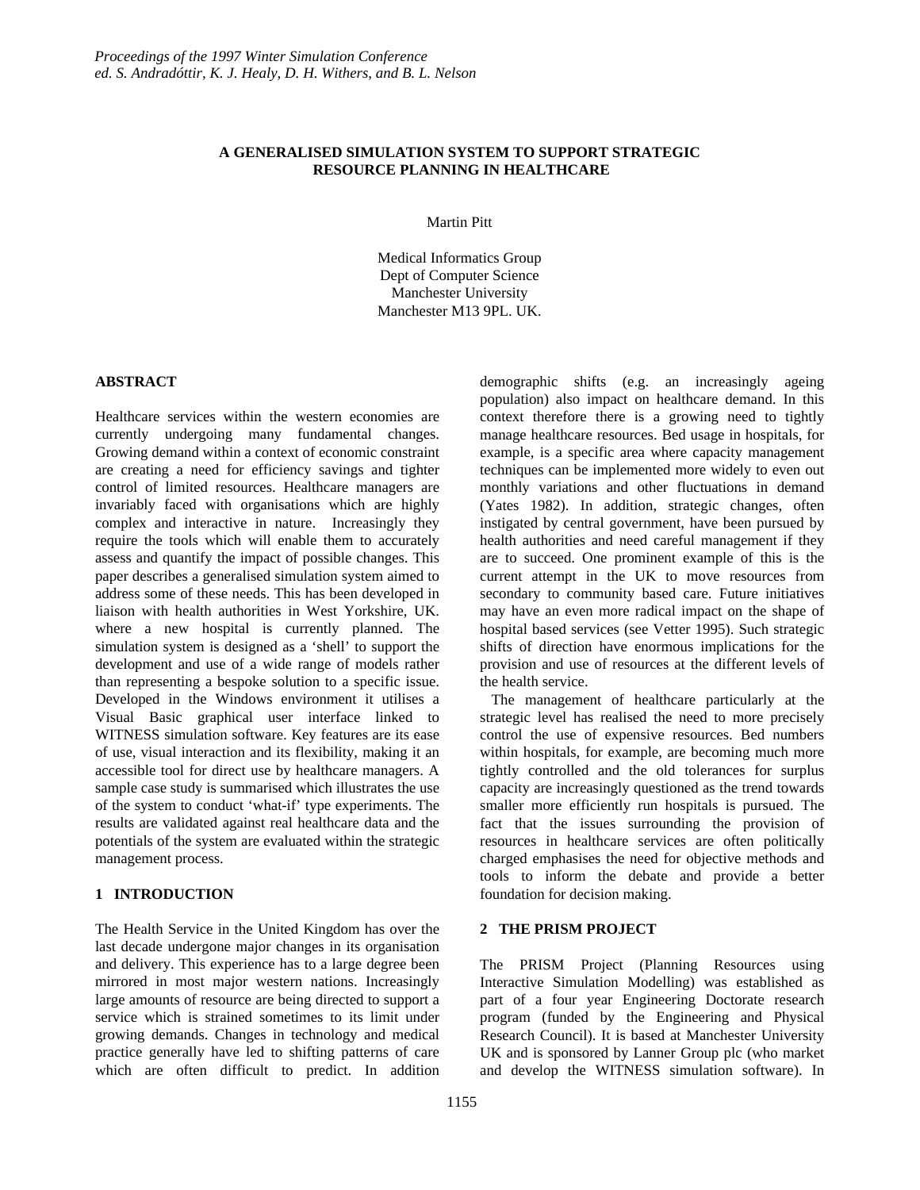*Proceedings of the 1997 Winter Simulation Conference*
*ed. S. Andradóttir, K. J. Healy, D. H. Withers, and B. L. Nelson*

# A GENERALISED SIMULATION SYSTEM TO SUPPORT STRATEGIC RESOURCE PLANNING IN HEALTHCARE

Martin Pitt

Medical Informatics Group
Dept of Computer Science
Manchester University
Manchester M13 9PL. UK.

## ABSTRACT

Healthcare services within the western economies are currently undergoing many fundamental changes. Growing demand within a context of economic constraint are creating a need for efficiency savings and tighter control of limited resources. Healthcare managers are invariably faced with organisations which are highly complex and interactive in nature. Increasingly they require the tools which will enable them to accurately assess and quantify the impact of possible changes. This paper describes a generalised simulation system aimed to address some of these needs. This has been developed in liaison with health authorities in West Yorkshire, UK. where a new hospital is currently planned. The simulation system is designed as a 'shell' to support the development and use of a wide range of models rather than representing a bespoke solution to a specific issue. Developed in the Windows environment it utilises a Visual Basic graphical user interface linked to WITNESS simulation software. Key features are its ease of use, visual interaction and its flexibility, making it an accessible tool for direct use by healthcare managers. A sample case study is summarised which illustrates the use of the system to conduct 'what-if' type experiments. The results are validated against real healthcare data and the potentials of the system are evaluated within the strategic management process.

## 1 INTRODUCTION

The Health Service in the United Kingdom has over the last decade undergone major changes in its organisation and delivery. This experience has to a large degree been mirrored in most major western nations. Increasingly large amounts of resource are being directed to support a service which is strained sometimes to its limit under growing demands. Changes in technology and medical practice generally have led to shifting patterns of care which are often difficult to predict. In addition demographic shifts (e.g. an increasingly ageing population) also impact on healthcare demand. In this context therefore there is a growing need to tightly manage healthcare resources. Bed usage in hospitals, for example, is a specific area where capacity management techniques can be implemented more widely to even out monthly variations and other fluctuations in demand (Yates 1982). In addition, strategic changes, often instigated by central government, have been pursued by health authorities and need careful management if they are to succeed. One prominent example of this is the current attempt in the UK to move resources from secondary to community based care. Future initiatives may have an even more radical impact on the shape of hospital based services (see Vetter 1995). Such strategic shifts of direction have enormous implications for the provision and use of resources at the different levels of the health service.

The management of healthcare particularly at the strategic level has realised the need to more precisely control the use of expensive resources. Bed numbers within hospitals, for example, are becoming much more tightly controlled and the old tolerances for surplus capacity are increasingly questioned as the trend towards smaller more efficiently run hospitals is pursued. The fact that the issues surrounding the provision of resources in healthcare services are often politically charged emphasises the need for objective methods and tools to inform the debate and provide a better foundation for decision making.

## 2 THE PRISM PROJECT

The PRISM Project (Planning Resources using Interactive Simulation Modelling) was established as part of a four year Engineering Doctorate research program (funded by the Engineering and Physical Research Council). It is based at Manchester University UK and is sponsored by Lanner Group plc (who market and develop the WITNESS simulation software). In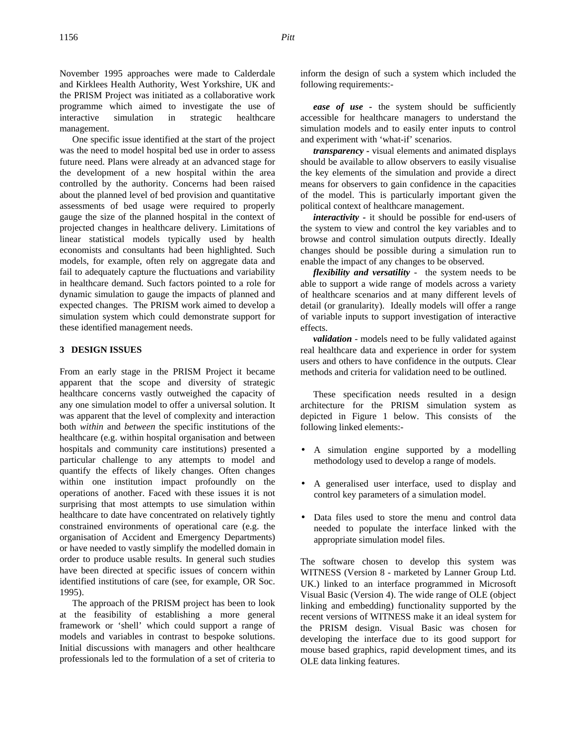November 1995 approaches were made to Calderdale and Kirklees Health Authority, West Yorkshire, UK and the PRISM Project was initiated as a collaborative work programme which aimed to investigate the use of interactive simulation in strategic healthcare management.

One specific issue identified at the start of the project was the need to model hospital bed use in order to assess future need. Plans were already at an advanced stage for the development of a new hospital within the area controlled by the authority. Concerns had been raised about the planned level of bed provision and quantitative assessments of bed usage were required to properly gauge the size of the planned hospital in the context of projected changes in healthcare delivery. Limitations of linear statistical models typically used by health economists and consultants had been highlighted. Such models, for example, often rely on aggregate data and fail to adequately capture the fluctuations and variability in healthcare demand. Such factors pointed to a role for dynamic simulation to gauge the impacts of planned and expected changes. The PRISM work aimed to develop a simulation system which could demonstrate support for these identified management needs.

## 3 DESIGN ISSUES

From an early stage in the PRISM Project it became apparent that the scope and diversity of strategic healthcare concerns vastly outweighed the capacity of any one simulation model to offer a universal solution. It was apparent that the level of complexity and interaction both *within* and *between* the specific institutions of the healthcare (e.g. within hospital organisation and between hospitals and community care institutions) presented a particular challenge to any attempts to model and quantify the effects of likely changes. Often changes within one institution impact profoundly on the operations of another. Faced with these issues it is not surprising that most attempts to use simulation within healthcare to date have concentrated on relatively tightly constrained environments of operational care (e.g. the organisation of Accident and Emergency Departments) or have needed to vastly simplify the modelled domain in order to produce usable results. In general such studies have been directed at specific issues of concern within identified institutions of care (see, for example, OR Soc. 1995).

The approach of the PRISM project has been to look at the feasibility of establishing a more general framework or 'shell' which could support a range of models and variables in contrast to bespoke solutions. Initial discussions with managers and other healthcare professionals led to the formulation of a set of criteria to inform the design of such a system which included the following requirements:-

***ease of use*** - the system should be sufficiently accessible for healthcare managers to understand the simulation models and to easily enter inputs to control and experiment with 'what-if' scenarios.

***transparency*** - visual elements and animated displays should be available to allow observers to easily visualise the key elements of the simulation and provide a direct means for observers to gain confidence in the capacities of the model. This is particularly important given the political context of healthcare management.

***interactivity*** - it should be possible for end-users of the system to view and control the key variables and to browse and control simulation outputs directly. Ideally changes should be possible during a simulation run to enable the impact of any changes to be observed.

***flexibility and versatility*** - the system needs to be able to support a wide range of models across a variety of healthcare scenarios and at many different levels of detail (or granularity). Ideally models will offer a range of variable inputs to support investigation of interactive effects.

***validation*** - models need to be fully validated against real healthcare data and experience in order for system users and others to have confidence in the outputs. Clear methods and criteria for validation need to be outlined.

These specification needs resulted in a design architecture for the PRISM simulation system as depicted in Figure 1 below. This consists of the following linked elements:-

- A simulation engine supported by a modelling methodology used to develop a range of models.
- A generalised user interface, used to display and control key parameters of a simulation model.
- Data files used to store the menu and control data needed to populate the interface linked with the appropriate simulation model files.

The software chosen to develop this system was WITNESS (Version 8 - marketed by Lanner Group Ltd. UK.) linked to an interface programmed in Microsoft Visual Basic (Version 4). The wide range of OLE (object linking and embedding) functionality supported by the recent versions of WITNESS make it an ideal system for the PRISM design. Visual Basic was chosen for developing the interface due to its good support for mouse based graphics, rapid development times, and its OLE data linking features.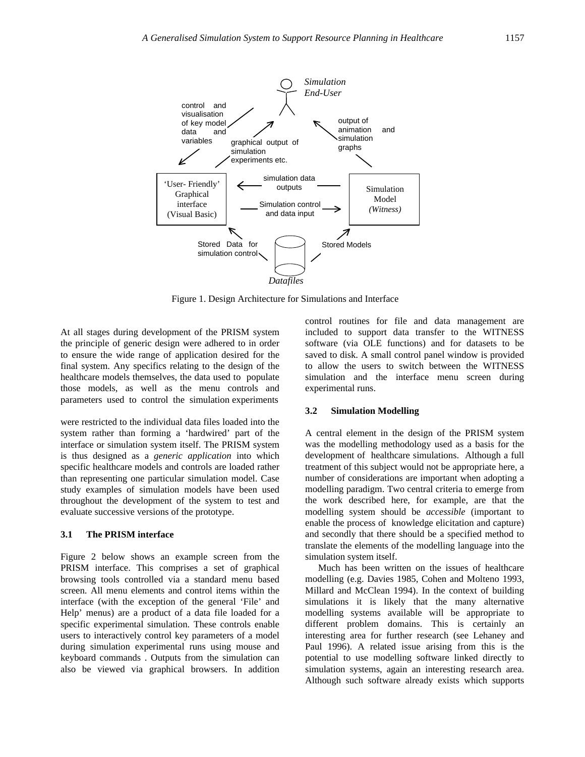Simulation End-User

control and visualisation of key model data and variables

graphical output of simulation experiments etc.

output of animation and simulation graphs

'User- Friendly' Graphical interface (Visual Basic)

simulation data outputs

Simulation control and data input

Simulation Model *(Witness)*

Stored Data for simulation control

Stored Models

*Datafiles*

Figure 1. Design Architecture for Simulations and Interface

At all stages during development of the PRISM system the principle of generic design were adhered to in order to ensure the wide range of application desired for the final system. Any specifics relating to the design of the healthcare models themselves, the data used to populate those models, as well as the menu controls and parameters used to control the simulation experiments were restricted to the individual data files loaded into the system rather than forming a 'hardwired' part of the interface or simulation system itself. The PRISM system is thus designed as a *generic application* into which specific healthcare models and controls are loaded rather than representing one particular simulation model. Case study examples of simulation models have been used throughout the development of the system to test and evaluate successive versions of the prototype.

### 3.1 The PRISM interface

Figure 2 below shows an example screen from the PRISM interface. This comprises a set of graphical browsing tools controlled via a standard menu based screen. All menu elements and control items within the interface (with the exception of the general 'File' and Help' menus) are a product of a data file loaded for a specific experimental simulation. These controls enable users to interactively control key parameters of a model during simulation experimental runs using mouse and keyboard commands . Outputs from the simulation can also be viewed via graphical browsers. In addition control routines for file and data management are included to support data transfer to the WITNESS software (via OLE functions) and for datasets to be saved to disk. A small control panel window is provided to allow the users to switch between the WITNESS simulation and the interface menu screen during experimental runs.

### 3.2 Simulation Modelling

A central element in the design of the PRISM system was the modelling methodology used as a basis for the development of healthcare simulations. Although a full treatment of this subject would not be appropriate here, a number of considerations are important when adopting a modelling paradigm. Two central criteria to emerge from the work described here, for example, are that the modelling system should be *accessible* (important to enable the process of knowledge elicitation and capture) and secondly that there should be a specified method to translate the elements of the modelling language into the simulation system itself.

Much has been written on the issues of healthcare modelling (e.g. Davies 1985, Cohen and Molteno 1993, Millard and McClean 1994). In the context of building simulations it is likely that the many alternative modelling systems available will be appropriate to different problem domains. This is certainly an interesting area for further research (see Lehaney and Paul 1996). A related issue arising from this is the potential to use modelling software linked directly to simulation systems, again an interesting research area. Although such software already exists which supports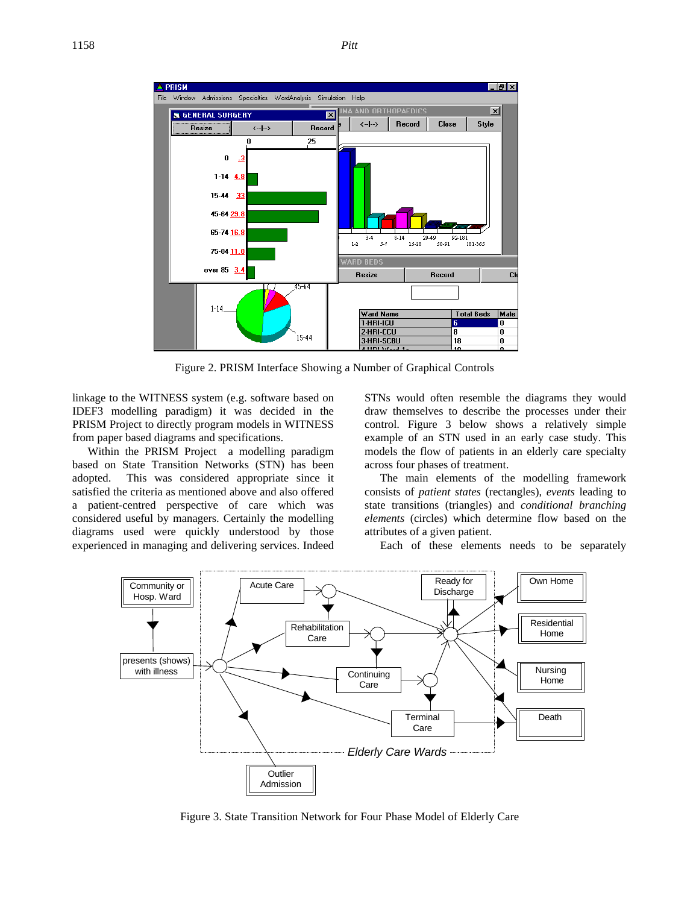Figure 2. PRISM Interface Showing a Number of Graphical Controls

linkage to the WITNESS system (e.g. software based on IDEF3 modelling paradigm) it was decided in the PRISM Project to directly program models in WITNESS from paper based diagrams and specifications.

Within the PRISM Project a modelling paradigm based on State Transition Networks (STN) has been adopted. This was considered appropriate since it satisfied the criteria as mentioned above and also offered a patient-centred perspective of care which was considered useful by managers. Certainly the modelling diagrams used were quickly understood by those experienced in managing and delivering services. Indeed STNs would often resemble the diagrams they would draw themselves to describe the processes under their control. Figure 3 below shows a relatively simple example of an STN used in an early case study. This models the flow of patients in an elderly care specialty across four phases of treatment.

The main elements of the modelling framework consists of *patient states* (rectangles), *events* leading to state transitions (triangles) and *conditional branching elements* (circles) which determine flow based on the attributes of a given patient.

Each of these elements needs to be separately

Figure 3. State Transition Network for Four Phase Model of Elderly Care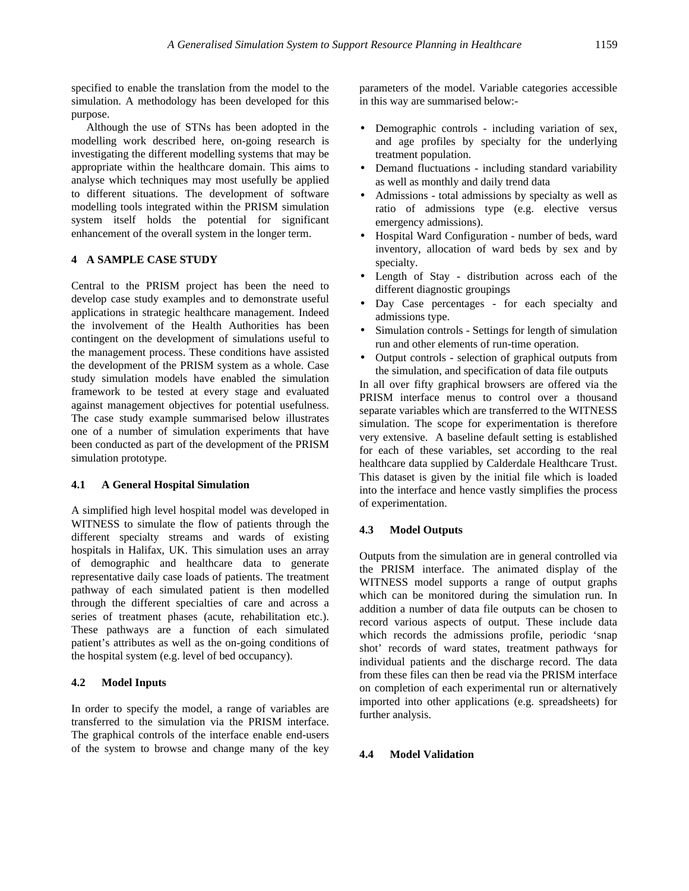specified to enable the translation from the model to the simulation. A methodology has been developed for this purpose.

Although the use of STNs has been adopted in the modelling work described here, on-going research is investigating the different modelling systems that may be appropriate within the healthcare domain. This aims to analyse which techniques may most usefully be applied to different situations. The development of software modelling tools integrated within the PRISM simulation system itself holds the potential for significant enhancement of the overall system in the longer term.

## 4 A SAMPLE CASE STUDY

Central to the PRISM project has been the need to develop case study examples and to demonstrate useful applications in strategic healthcare management. Indeed the involvement of the Health Authorities has been contingent on the development of simulations useful to the management process. These conditions have assisted the development of the PRISM system as a whole. Case study simulation models have enabled the simulation framework to be tested at every stage and evaluated against management objectives for potential usefulness. The case study example summarised below illustrates one of a number of simulation experiments that have been conducted as part of the development of the PRISM simulation prototype.

### 4.1 A General Hospital Simulation

A simplified high level hospital model was developed in WITNESS to simulate the flow of patients through the different specialty streams and wards of existing hospitals in Halifax, UK. This simulation uses an array of demographic and healthcare data to generate representative daily case loads of patients. The treatment pathway of each simulated patient is then modelled through the different specialties of care and across a series of treatment phases (acute, rehabilitation etc.). These pathways are a function of each simulated patient's attributes as well as the on-going conditions of the hospital system (e.g. level of bed occupancy).

### 4.2 Model Inputs

In order to specify the model, a range of variables are transferred to the simulation via the PRISM interface. The graphical controls of the interface enable end-users of the system to browse and change many of the key parameters of the model. Variable categories accessible in this way are summarised below:-

- Demographic controls - including variation of sex, and age profiles by specialty for the underlying treatment population.
- Demand fluctuations - including standard variability as well as monthly and daily trend data
- Admissions - total admissions by specialty as well as ratio of admissions type (e.g. elective versus emergency admissions).
- Hospital Ward Configuration - number of beds, ward inventory, allocation of ward beds by sex and by specialty.
- Length of Stay - distribution across each of the different diagnostic groupings
- Day Case percentages - for each specialty and admissions type.
- Simulation controls - Settings for length of simulation run and other elements of run-time operation.
- Output controls - selection of graphical outputs from the simulation, and specification of data file outputs

In all over fifty graphical browsers are offered via the PRISM interface menus to control over a thousand separate variables which are transferred to the WITNESS simulation. The scope for experimentation is therefore very extensive. A baseline default setting is established for each of these variables, set according to the real healthcare data supplied by Calderdale Healthcare Trust. This dataset is given by the initial file which is loaded into the interface and hence vastly simplifies the process of experimentation.

### 4.3 Model Outputs

Outputs from the simulation are in general controlled via the PRISM interface. The animated display of the WITNESS model supports a range of output graphs which can be monitored during the simulation run. In addition a number of data file outputs can be chosen to record various aspects of output. These include data which records the admissions profile, periodic 'snap shot' records of ward states, treatment pathways for individual patients and the discharge record. The data from these files can then be read via the PRISM interface on completion of each experimental run or alternatively imported into other applications (e.g. spreadsheets) for further analysis.

### 4.4 Model Validation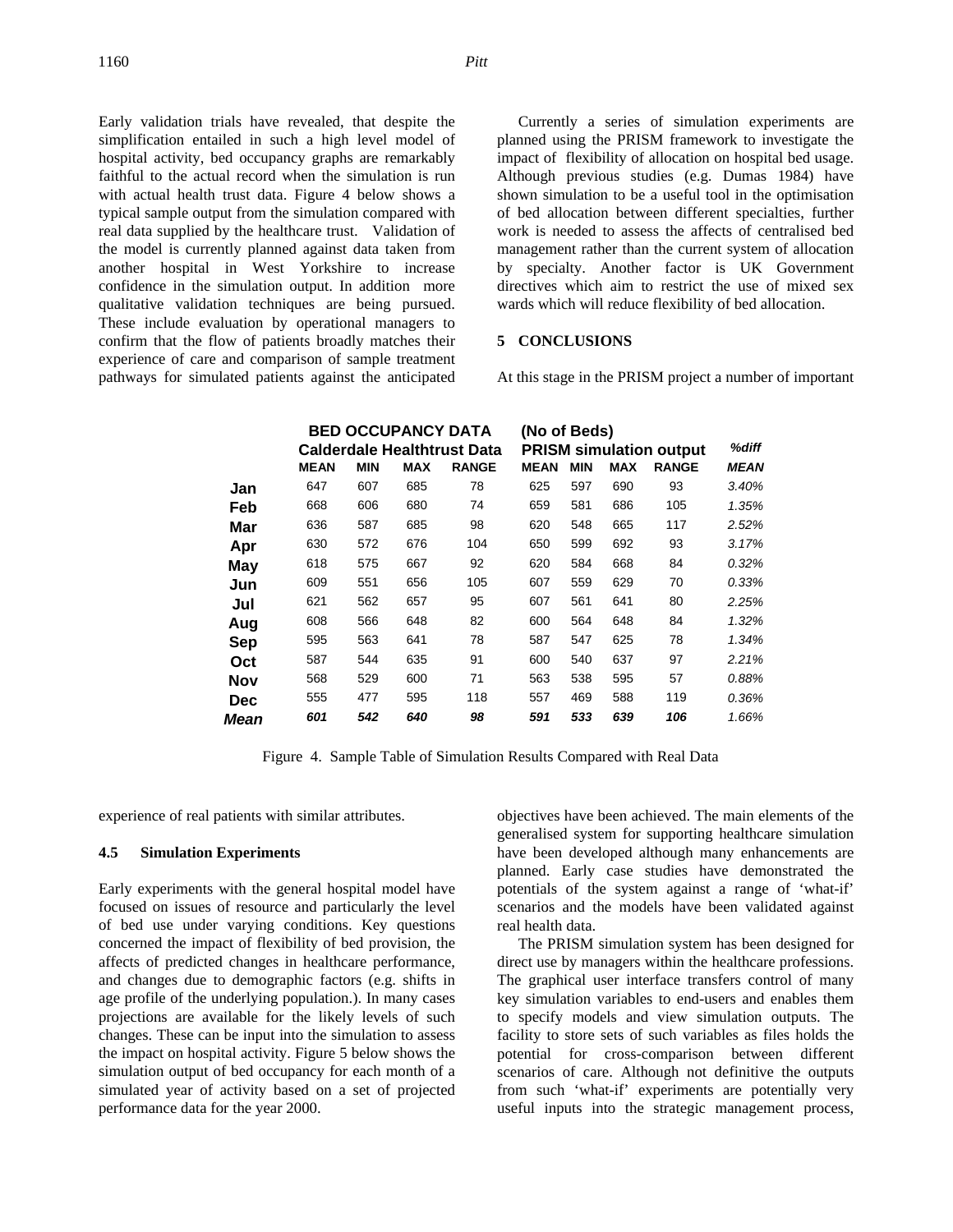Early validation trials have revealed, that despite the simplification entailed in such a high level model of hospital activity, bed occupancy graphs are remarkably faithful to the actual record when the simulation is run with actual health trust data. Figure 4 below shows a typical sample output from the simulation compared with real data supplied by the healthcare trust. Validation of the model is currently planned against data taken from another hospital in West Yorkshire to increase confidence in the simulation output. In addition more qualitative validation techniques are being pursued. These include evaluation by operational managers to confirm that the flow of patients broadly matches their experience of care and comparison of sample treatment pathways for simulated patients against the anticipated experience of real patients with similar attributes.

### 4.5 Simulation Experiments

Early experiments with the general hospital model have focused on issues of resource and particularly the level of bed use under varying conditions. Key questions concerned the impact of flexibility of bed provision, the affects of predicted changes in healthcare performance, and changes due to demographic factors (e.g. shifts in age profile of the underlying population.). In many cases projections are available for the likely levels of such changes. These can be input into the simulation to assess the impact on hospital activity. Figure 5 below shows the simulation output of bed occupancy for each month of a simulated year of activity based on a set of projected performance data for the year 2000.

Currently a series of simulation experiments are planned using the PRISM framework to investigate the impact of flexibility of allocation on hospital bed usage. Although previous studies (e.g. Dumas 1984) have shown simulation to be a useful tool in the optimisation of bed allocation between different specialties, further work is needed to assess the affects of centralised bed management rather than the current system of allocation by specialty. Another factor is UK Government directives which aim to restrict the use of mixed sex wards which will reduce flexibility of bed allocation.

## 5 CONCLUSIONS

At this stage in the PRISM project a number of important objectives have been achieved. The main elements of the generalised system for supporting healthcare simulation have been developed although many enhancements are planned. Early case studies have demonstrated the potentials of the system against a range of 'what-if' scenarios and the models have been validated against real health data.

The PRISM simulation system has been designed for direct use by managers within the healthcare professions. The graphical user interface transfers control of many key simulation variables to end-users and enables them to specify models and view simulation outputs. The facility to store sets of such variables as files holds the potential for cross-comparison between different scenarios of care. Although not definitive the outputs from such 'what-if' experiments are potentially very useful inputs into the strategic management process,

| | **BED OCCUPANCY DATA** | | | | **(No of Beds)** | | | | |
|---|---|---|---|---|---|---|---|---|---|
| | **Calderdale Healthtrust Data** | | | | **PRISM simulation output** | | | | ***%diff*** |
| | **MEAN** | **MIN** | **MAX** | **RANGE** | **MEAN** | **MIN** | **MAX** | **RANGE** | ***MEAN*** |
| **Jan** | 647 | 607 | 685 | 78 | 625 | 597 | 690 | 93 | *3.40%* |
| **Feb** | 668 | 606 | 680 | 74 | 659 | 581 | 686 | 105 | *1.35%* |
| **Mar** | 636 | 587 | 685 | 98 | 620 | 548 | 665 | 117 | *2.52%* |
| **Apr** | 630 | 572 | 676 | 104 | 650 | 599 | 692 | 93 | *3.17%* |
| **May** | 618 | 575 | 667 | 92 | 620 | 584 | 668 | 84 | *0.32%* |
| **Jun** | 609 | 551 | 656 | 105 | 607 | 559 | 629 | 70 | *0.33%* |
| **Jul** | 621 | 562 | 657 | 95 | 607 | 561 | 641 | 80 | *2.25%* |
| **Aug** | 608 | 566 | 648 | 82 | 600 | 564 | 648 | 84 | *1.32%* |
| **Sep** | 595 | 563 | 641 | 78 | 587 | 547 | 625 | 78 | *1.34%* |
| **Oct** | 587 | 544 | 635 | 91 | 600 | 540 | 637 | 97 | *2.21%* |
| **Nov** | 568 | 529 | 600 | 71 | 563 | 538 | 595 | 57 | *0.88%* |
| **Dec** | 555 | 477 | 595 | 118 | 557 | 469 | 588 | 119 | *0.36%* |
| ***Mean*** | ***601*** | ***542*** | ***640*** | ***98*** | ***591*** | ***533*** | ***639*** | ***106*** | *1.66%* |

Figure 4. Sample Table of Simulation Results Compared with Real Data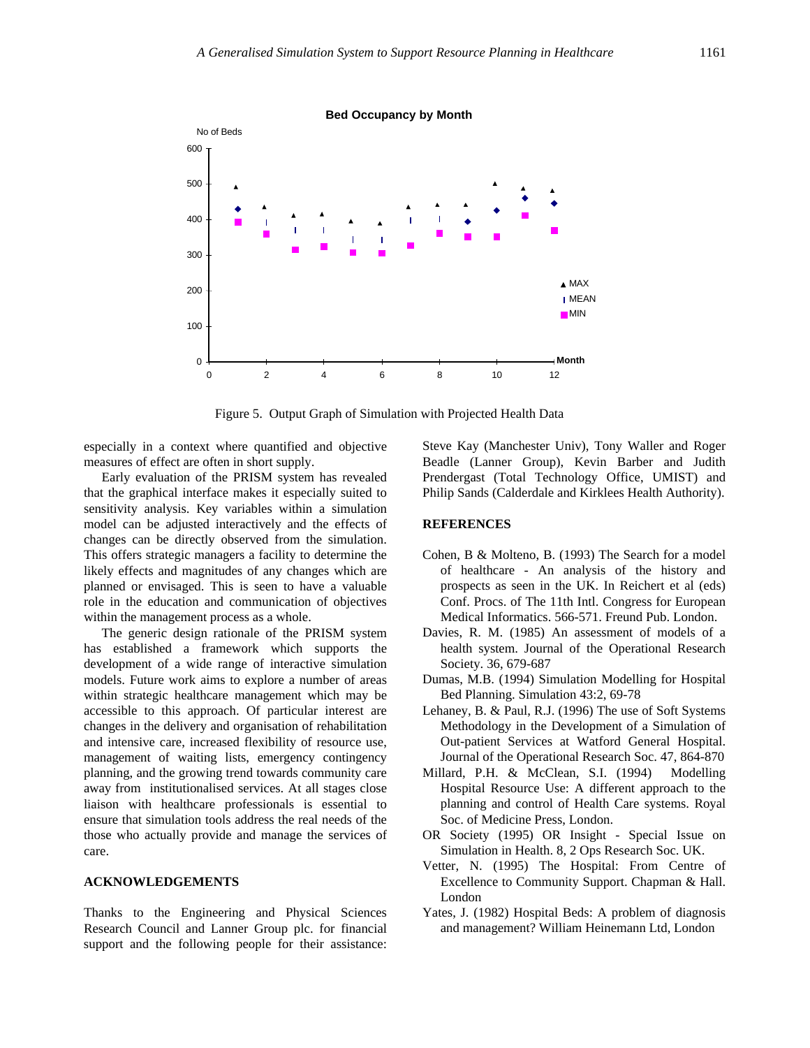**Bed Occupancy by Month**

No of Beds

600

500

400

300

200

100

0

0 2 4 6 8 10 12

Month

MAX

MEAN

MIN

Figure 5. Output Graph of Simulation with Projected Health Data

especially in a context where quantified and objective measures of effect are often in short supply.

Early evaluation of the PRISM system has revealed that the graphical interface makes it especially suited to sensitivity analysis. Key variables within a simulation model can be adjusted interactively and the effects of changes can be directly observed from the simulation. This offers strategic managers a facility to determine the likely effects and magnitudes of any changes which are planned or envisaged. This is seen to have a valuable role in the education and communication of objectives within the management process as a whole.

The generic design rationale of the PRISM system has established a framework which supports the development of a wide range of interactive simulation models. Future work aims to explore a number of areas within strategic healthcare management which may be accessible to this approach. Of particular interest are changes in the delivery and organisation of rehabilitation and intensive care, increased flexibility of resource use, management of waiting lists, emergency contingency planning, and the growing trend towards community care away from institutionalised services. At all stages close liaison with healthcare professionals is essential to ensure that simulation tools address the real needs of the those who actually provide and manage the services of care.

## ACKNOWLEDGEMENTS

Thanks to the Engineering and Physical Sciences Research Council and Lanner Group plc. for financial support and the following people for their assistance: Steve Kay (Manchester Univ), Tony Waller and Roger Beadle (Lanner Group), Kevin Barber and Judith Prendergast (Total Technology Office, UMIST) and Philip Sands (Calderdale and Kirklees Health Authority).

## REFERENCES

Cohen, B & Molteno, B. (1993) The Search for a model of healthcare - An analysis of the history and prospects as seen in the UK. In Reichert et al (eds) Conf. Procs. of The 11th Intl. Congress for European Medical Informatics. 566-571. Freund Pub. London.

Davies, R. M. (1985) An assessment of models of a health system. Journal of the Operational Research Society. 36, 679-687

Dumas, M.B. (1994) Simulation Modelling for Hospital Bed Planning. Simulation 43:2, 69-78

Lehaney, B. & Paul, R.J. (1996) The use of Soft Systems Methodology in the Development of a Simulation of Out-patient Services at Watford General Hospital. Journal of the Operational Research Soc. 47, 864-870

Millard, P.H. & McClean, S.I. (1994) Modelling Hospital Resource Use: A different approach to the planning and control of Health Care systems. Royal Soc. of Medicine Press, London.

OR Society (1995) OR Insight - Special Issue on Simulation in Health. 8, 2 Ops Research Soc. UK.

Vetter, N. (1995) The Hospital: From Centre of Excellence to Community Support. Chapman & Hall. London

Yates, J. (1982) Hospital Beds: A problem of diagnosis and management? William Heinemann Ltd, London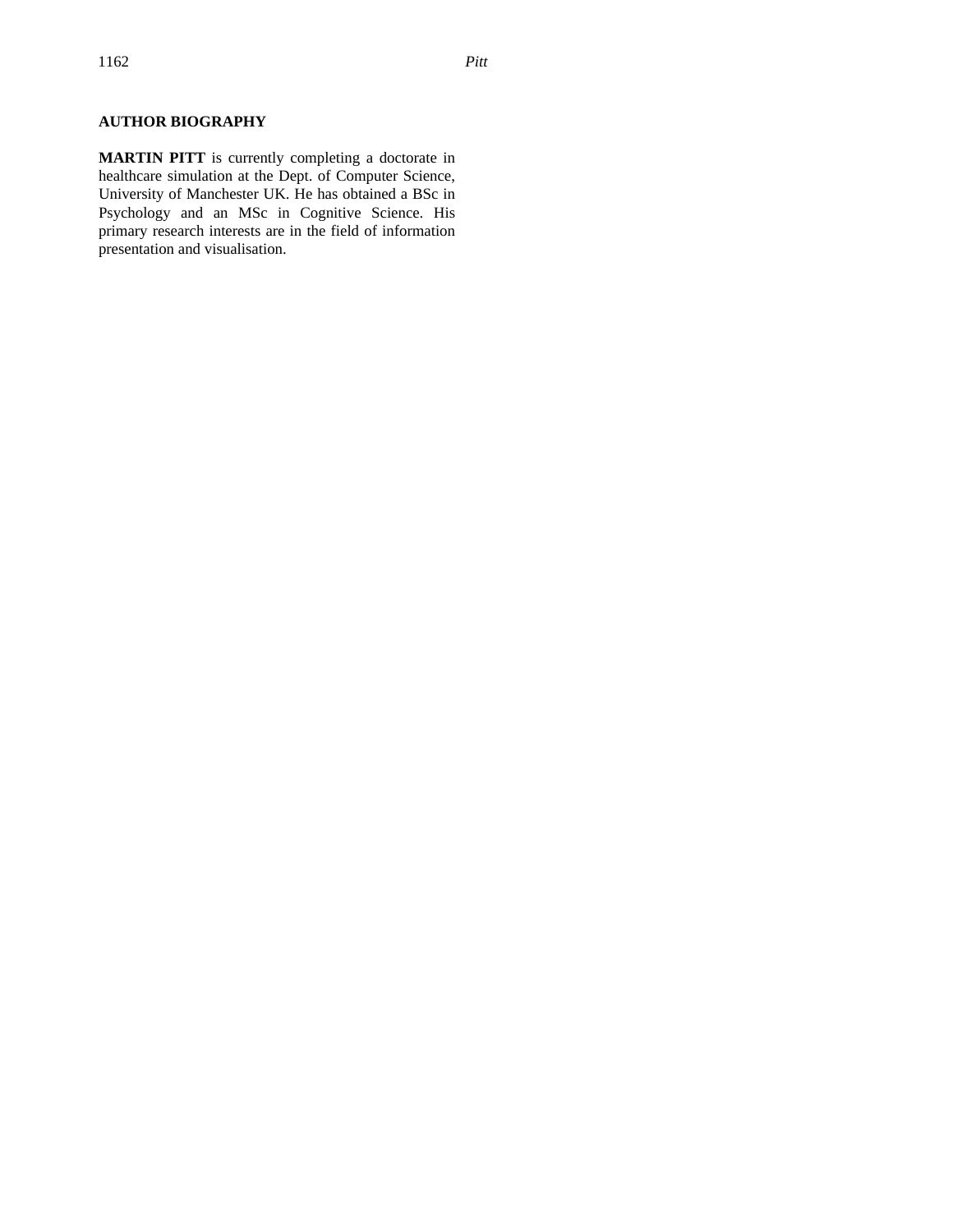## AUTHOR BIOGRAPHY

**MARTIN PITT** is currently completing a doctorate in healthcare simulation at the Dept. of Computer Science, University of Manchester UK. He has obtained a BSc in Psychology and an MSc in Cognitive Science. His primary research interests are in the field of information presentation and visualisation.